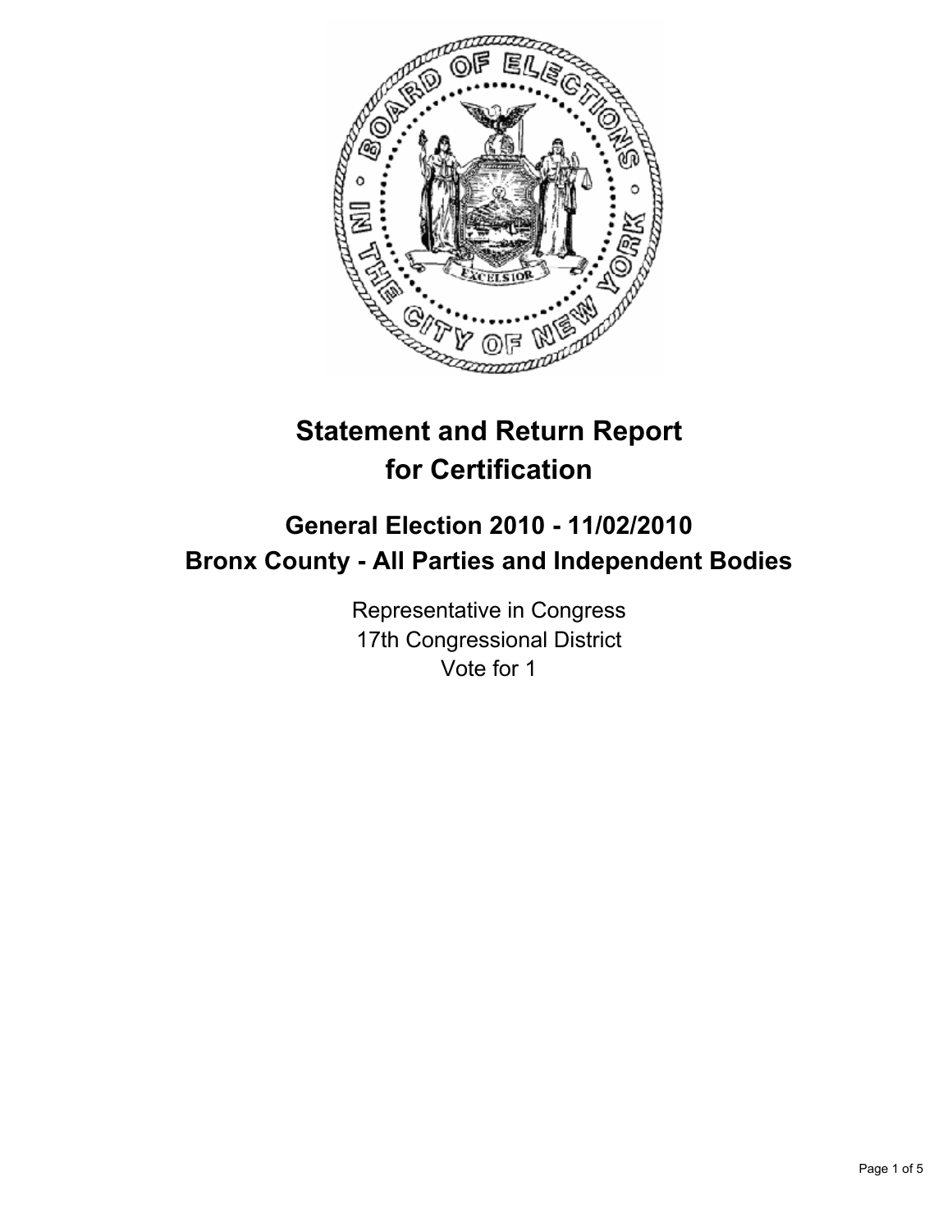# Statement and Return Report for Certification

## General Election 2010 - 11/02/2010
## Bronx County - All Parties and Independent Bodies

Representative in Congress
17th Congressional District
Vote for 1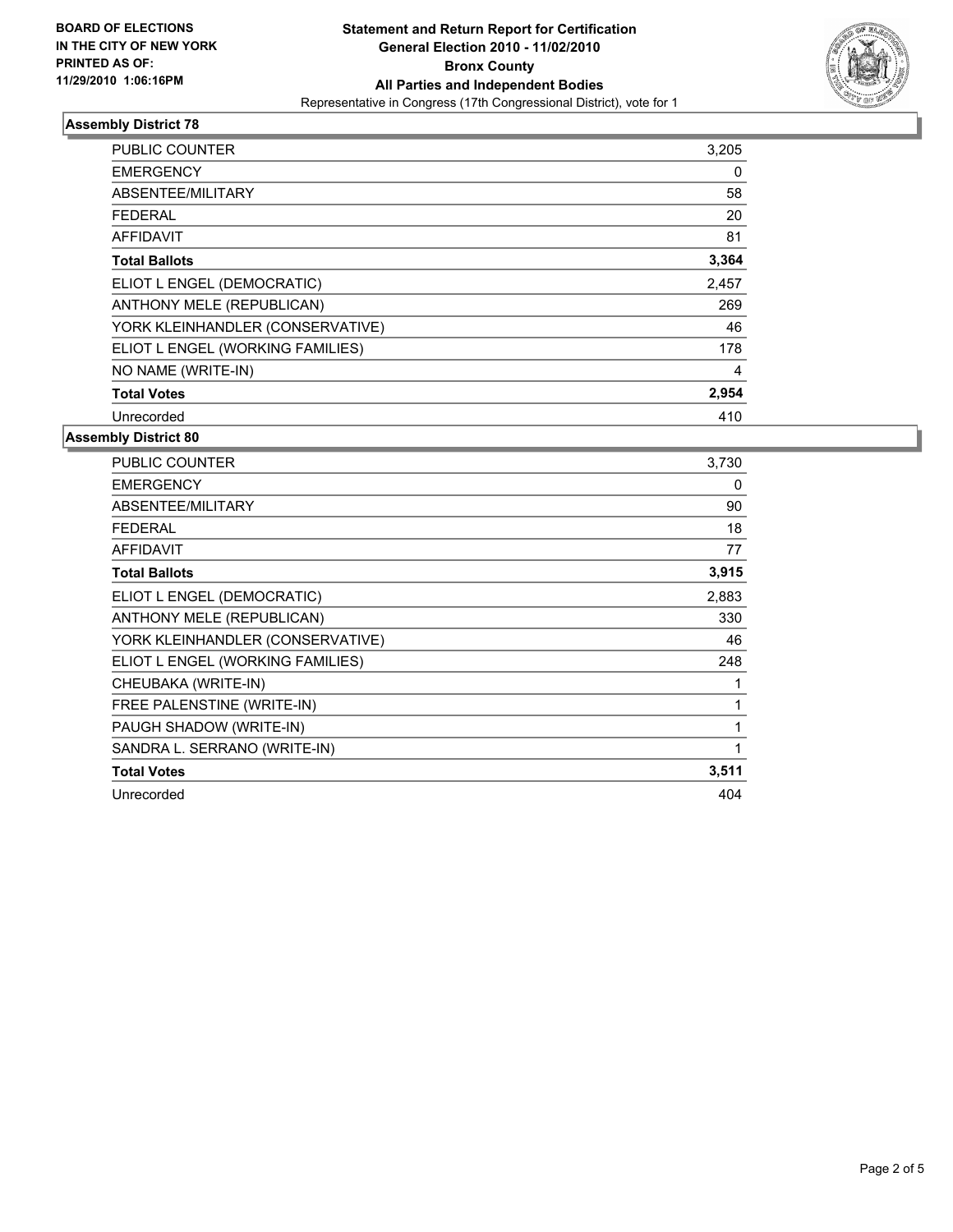**BOARD OF ELECTIONS IN THE CITY OF NEW YORK PRINTED AS OF: 11/29/2010 1:06:16PM**

# Statement and Return Report for Certification
## General Election 2010 - 11/02/2010
## Bronx County
## All Parties and Independent Bodies

Representative in Congress (17th Congressional District), vote for 1

### Assembly District 78

| | |
|---|---|
| PUBLIC COUNTER | 3,205 |
| EMERGENCY | 0 |
| ABSENTEE/MILITARY | 58 |
| FEDERAL | 20 |
| AFFIDAVIT | 81 |
| **Total Ballots** | **3,364** |
| ELIOT L ENGEL (DEMOCRATIC) | 2,457 |
| ANTHONY MELE (REPUBLICAN) | 269 |
| YORK KLEINHANDLER (CONSERVATIVE) | 46 |
| ELIOT L ENGEL (WORKING FAMILIES) | 178 |
| NO NAME (WRITE-IN) | 4 |
| **Total Votes** | **2,954** |
| Unrecorded | 410 |

### Assembly District 80

| | |
|---|---|
| PUBLIC COUNTER | 3,730 |
| EMERGENCY | 0 |
| ABSENTEE/MILITARY | 90 |
| FEDERAL | 18 |
| AFFIDAVIT | 77 |
| **Total Ballots** | **3,915** |
| ELIOT L ENGEL (DEMOCRATIC) | 2,883 |
| ANTHONY MELE (REPUBLICAN) | 330 |
| YORK KLEINHANDLER (CONSERVATIVE) | 46 |
| ELIOT L ENGEL (WORKING FAMILIES) | 248 |
| CHEUBAKA (WRITE-IN) | 1 |
| FREE PALENSTINE (WRITE-IN) | 1 |
| PAUGH SHADOW (WRITE-IN) | 1 |
| SANDRA L. SERRANO (WRITE-IN) | 1 |
| **Total Votes** | **3,511** |
| Unrecorded | 404 |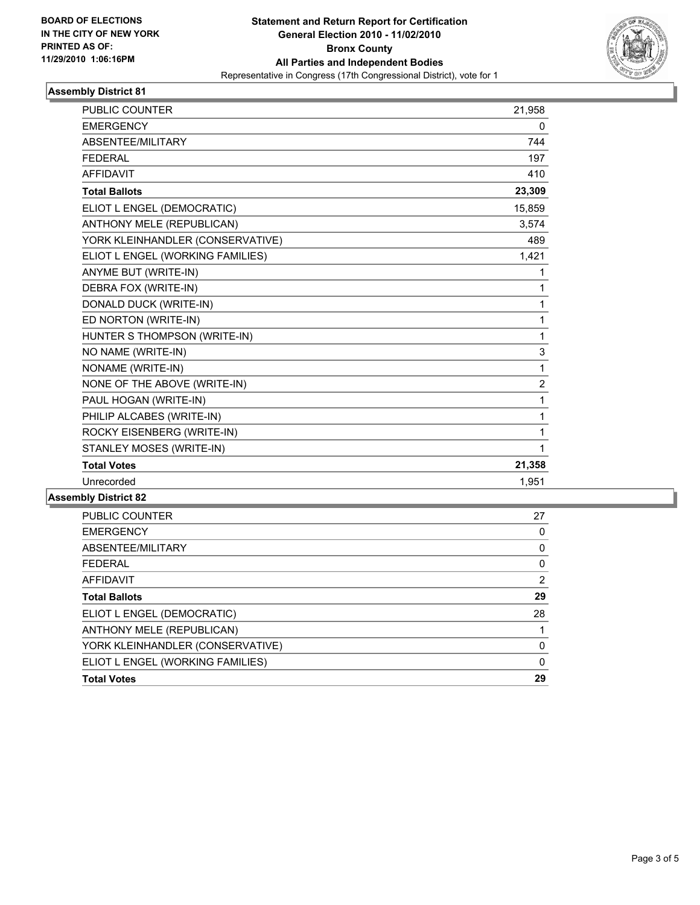**BOARD OF ELECTIONS IN THE CITY OF NEW YORK PRINTED AS OF: 11/29/2010 1:06:16PM**

**Statement and Return Report for Certification**
**General Election 2010 - 11/02/2010**
**Bronx County**
**All Parties and Independent Bodies**
Representative in Congress (17th Congressional District), vote for 1

## Assembly District 81

| | |
|---|---|
| PUBLIC COUNTER | 21,958 |
| EMERGENCY | 0 |
| ABSENTEE/MILITARY | 744 |
| FEDERAL | 197 |
| AFFIDAVIT | 410 |
| **Total Ballots** | **23,309** |
| ELIOT L ENGEL (DEMOCRATIC) | 15,859 |
| ANTHONY MELE (REPUBLICAN) | 3,574 |
| YORK KLEINHANDLER (CONSERVATIVE) | 489 |
| ELIOT L ENGEL (WORKING FAMILIES) | 1,421 |
| ANYME BUT (WRITE-IN) | 1 |
| DEBRA FOX (WRITE-IN) | 1 |
| DONALD DUCK (WRITE-IN) | 1 |
| ED NORTON (WRITE-IN) | 1 |
| HUNTER S THOMPSON (WRITE-IN) | 1 |
| NO NAME (WRITE-IN) | 3 |
| NONAME (WRITE-IN) | 1 |
| NONE OF THE ABOVE (WRITE-IN) | 2 |
| PAUL HOGAN (WRITE-IN) | 1 |
| PHILIP ALCABES (WRITE-IN) | 1 |
| ROCKY EISENBERG (WRITE-IN) | 1 |
| STANLEY MOSES (WRITE-IN) | 1 |
| **Total Votes** | **21,358** |
| Unrecorded | 1,951 |

## Assembly District 82

| | |
|---|---|
| PUBLIC COUNTER | 27 |
| EMERGENCY | 0 |
| ABSENTEE/MILITARY | 0 |
| FEDERAL | 0 |
| AFFIDAVIT | 2 |
| **Total Ballots** | **29** |
| ELIOT L ENGEL (DEMOCRATIC) | 28 |
| ANTHONY MELE (REPUBLICAN) | 1 |
| YORK KLEINHANDLER (CONSERVATIVE) | 0 |
| ELIOT L ENGEL (WORKING FAMILIES) | 0 |
| **Total Votes** | **29** |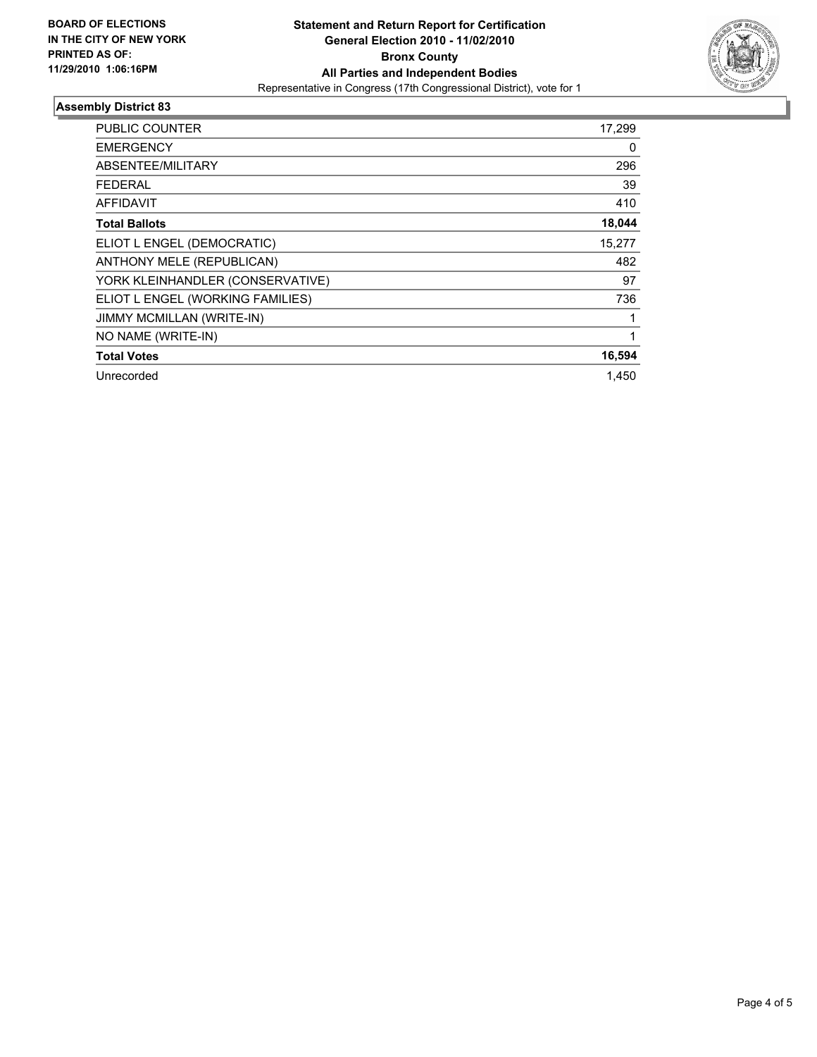**BOARD OF ELECTIONS IN THE CITY OF NEW YORK PRINTED AS OF: 11/29/2010 1:06:16PM**

**Statement and Return Report for Certification**
**General Election 2010 - 11/02/2010**
**Bronx County**
**All Parties and Independent Bodies**
Representative in Congress (17th Congressional District), vote for 1

## Assembly District 83

| | |
|---|---|
| PUBLIC COUNTER | 17,299 |
| EMERGENCY | 0 |
| ABSENTEE/MILITARY | 296 |
| FEDERAL | 39 |
| AFFIDAVIT | 410 |
| **Total Ballots** | **18,044** |
| ELIOT L ENGEL (DEMOCRATIC) | 15,277 |
| ANTHONY MELE (REPUBLICAN) | 482 |
| YORK KLEINHANDLER (CONSERVATIVE) | 97 |
| ELIOT L ENGEL (WORKING FAMILIES) | 736 |
| JIMMY MCMILLAN (WRITE-IN) | 1 |
| NO NAME (WRITE-IN) | 1 |
| **Total Votes** | **16,594** |
| Unrecorded | 1,450 |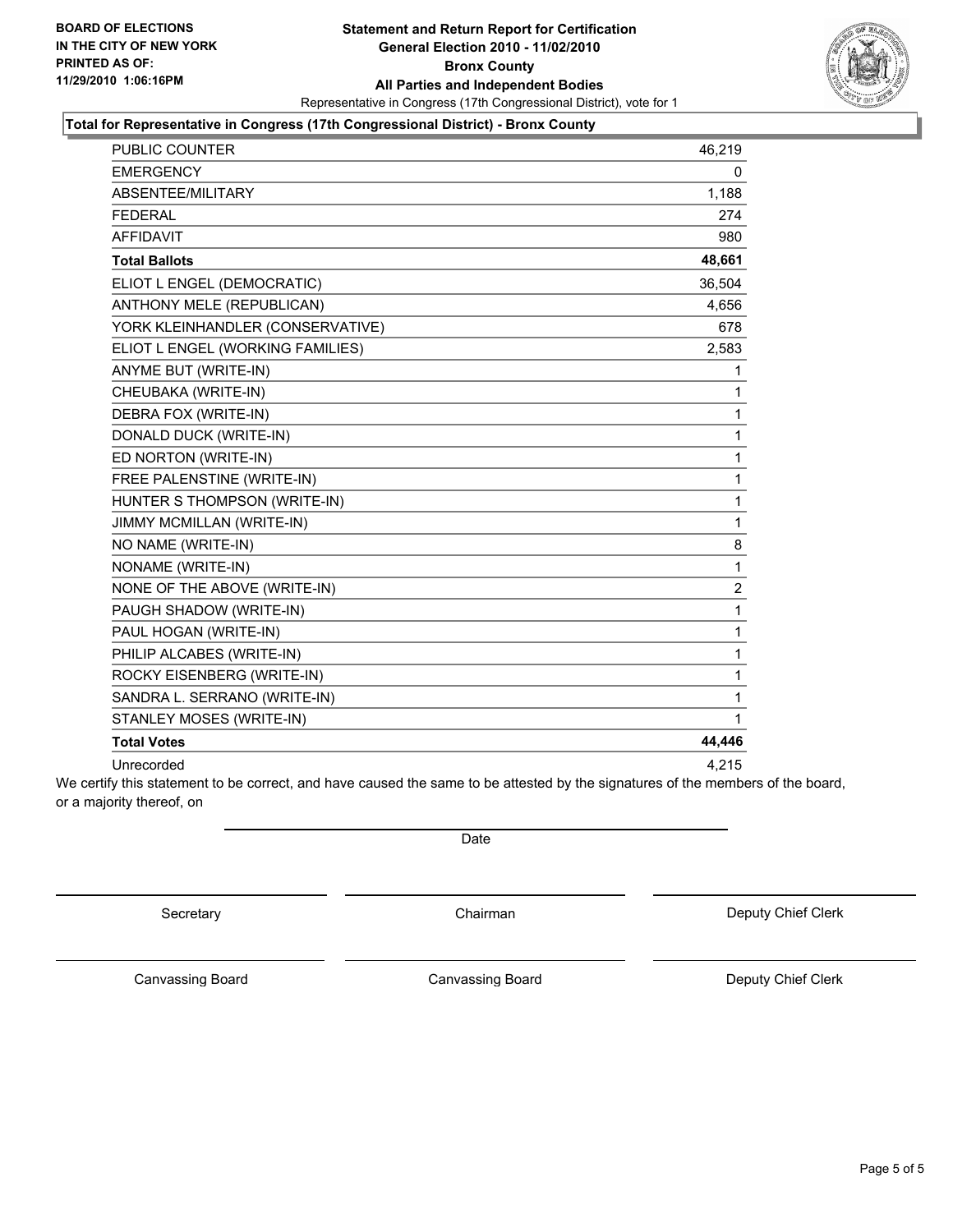**BOARD OF ELECTIONS IN THE CITY OF NEW YORK PRINTED AS OF: 11/29/2010 1:06:16PM**

**Statement and Return Report for Certification**
**General Election 2010 - 11/02/2010**
**Bronx County**
**All Parties and Independent Bodies**
Representative in Congress (17th Congressional District), vote for 1

**Total for Representative in Congress (17th Congressional District) - Bronx County**

| | |
|---|---|
| PUBLIC COUNTER | 46,219 |
| EMERGENCY | 0 |
| ABSENTEE/MILITARY | 1,188 |
| FEDERAL | 274 |
| AFFIDAVIT | 980 |
| **Total Ballots** | **48,661** |
| ELIOT L ENGEL (DEMOCRATIC) | 36,504 |
| ANTHONY MELE (REPUBLICAN) | 4,656 |
| YORK KLEINHANDLER (CONSERVATIVE) | 678 |
| ELIOT L ENGEL (WORKING FAMILIES) | 2,583 |
| ANYME BUT (WRITE-IN) | 1 |
| CHEUBAKA (WRITE-IN) | 1 |
| DEBRA FOX (WRITE-IN) | 1 |
| DONALD DUCK (WRITE-IN) | 1 |
| ED NORTON (WRITE-IN) | 1 |
| FREE PALENSTINE (WRITE-IN) | 1 |
| HUNTER S THOMPSON (WRITE-IN) | 1 |
| JIMMY MCMILLAN (WRITE-IN) | 1 |
| NO NAME (WRITE-IN) | 8 |
| NONAME (WRITE-IN) | 1 |
| NONE OF THE ABOVE (WRITE-IN) | 2 |
| PAUGH SHADOW (WRITE-IN) | 1 |
| PAUL HOGAN (WRITE-IN) | 1 |
| PHILIP ALCABES (WRITE-IN) | 1 |
| ROCKY EISENBERG (WRITE-IN) | 1 |
| SANDRA L. SERRANO (WRITE-IN) | 1 |
| STANLEY MOSES (WRITE-IN) | 1 |
| **Total Votes** | **44,446** |
| Unrecorded | 4,215 |

We certify this statement to be correct, and have caused the same to be attested by the signatures of the members of the board, or a majority thereof, on

Date

Secretary | Chairman | Deputy Chief Clerk

Canvassing Board | Canvassing Board | Deputy Chief Clerk